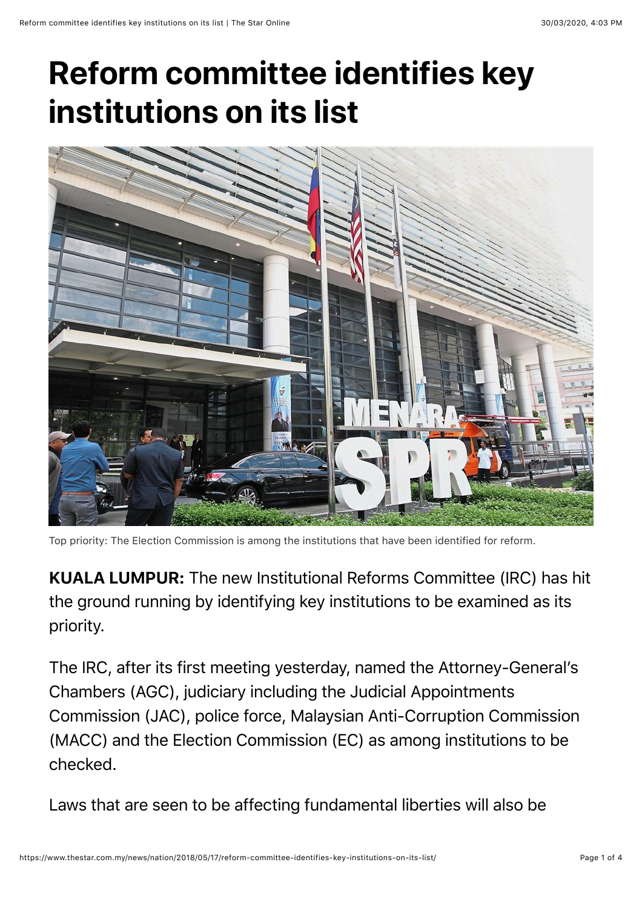# Reform committee identifies key institutions on its list

Top priority: The Election Commission is among the institutions that have been identified for reform.

**KUALA LUMPUR:** The new Institutional Reforms Committee (IRC) has hit the ground running by identifying key institutions to be examined as its priority.

The IRC, after its first meeting yesterday, named the Attorney-General's Chambers (AGC), judiciary including the Judicial Appointments Commission (JAC), police force, Malaysian Anti-Corruption Commission (MACC) and the Election Commission (EC) as among institutions to be checked.

Laws that are seen to be affecting fundamental liberties will also be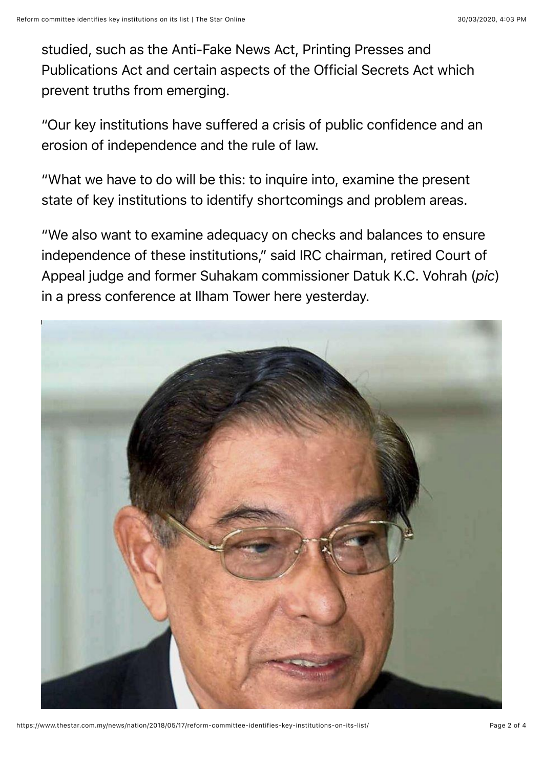studied, such as the Anti-Fake News Act, Printing Presses and Publications Act and certain aspects of the Official Secrets Act which prevent truths from emerging.

"Our key institutions have suffered a crisis of public confidence and an erosion of independence and the rule of law.

"What we have to do will be this: to inquire into, examine the present state of key institutions to identify shortcomings and problem areas.

"We also want to examine adequacy on checks and balances to ensure independence of these institutions," said IRC chairman, retired Court of Appeal judge and former Suhakam commissioner Datuk K.C. Vohrah (*pic*) in a press conference at Ilham Tower here yesterday.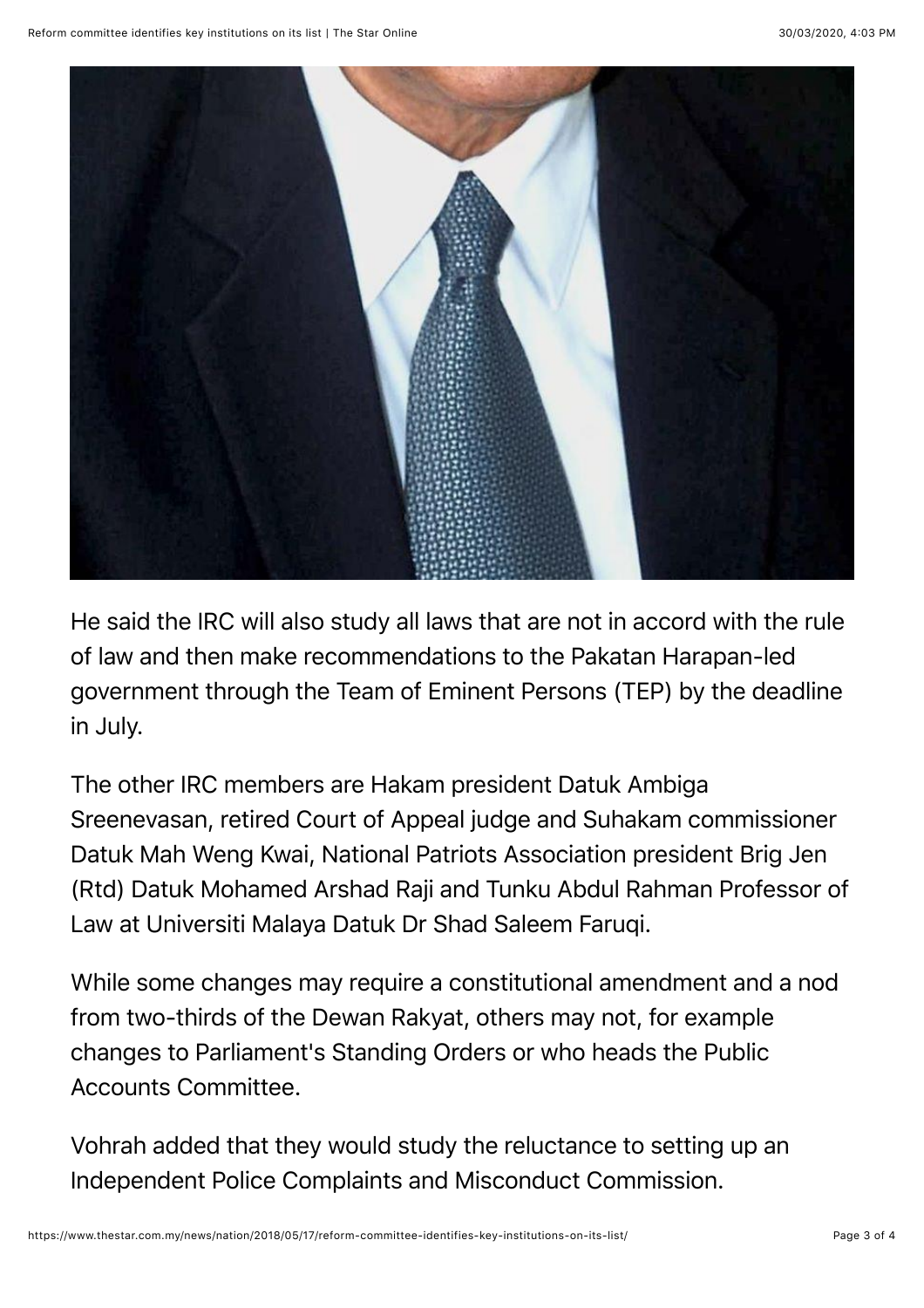He said the IRC will also study all laws that are not in accord with the rule of law and then make recommendations to the Pakatan Harapan-led government through the Team of Eminent Persons (TEP) by the deadline in July.

The other IRC members are Hakam president Datuk Ambiga Sreenevasan, retired Court of Appeal judge and Suhakam commissioner Datuk Mah Weng Kwai, National Patriots Association president Brig Jen (Rtd) Datuk Mohamed Arshad Raji and Tunku Abdul Rahman Professor of Law at Universiti Malaya Datuk Dr Shad Saleem Faruqi.

While some changes may require a constitutional amendment and a nod from two-thirds of the Dewan Rakyat, others may not, for example changes to Parliament's Standing Orders or who heads the Public Accounts Committee.

Vohrah added that they would study the reluctance to setting up an Independent Police Complaints and Misconduct Commission.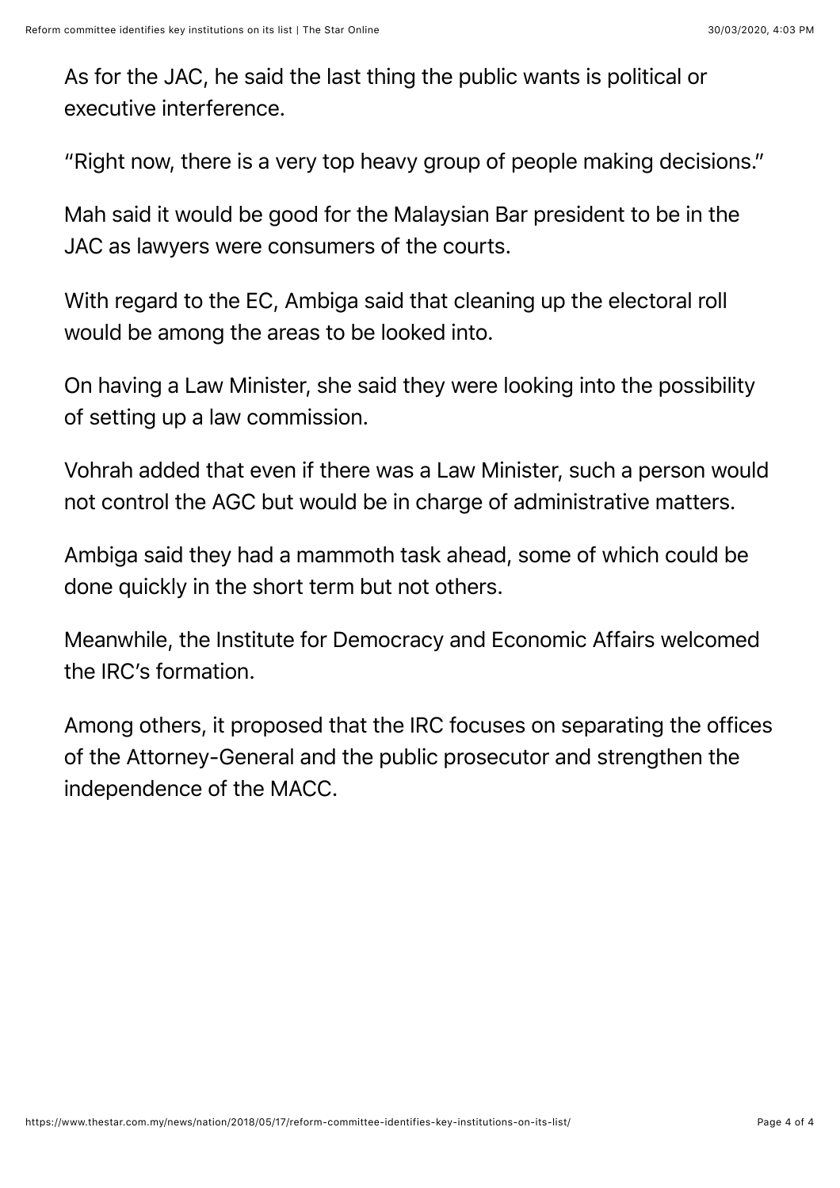As for the JAC, he said the last thing the public wants is political or executive interference.

“Right now, there is a very top heavy group of people making decisions.”

Mah said it would be good for the Malaysian Bar president to be in the JAC as lawyers were consumers of the courts.

With regard to the EC, Ambiga said that cleaning up the electoral roll would be among the areas to be looked into.

On having a Law Minister, she said they were looking into the possibility of setting up a law commission.

Vohrah added that even if there was a Law Minister, such a person would not control the AGC but would be in charge of administrative matters.

Ambiga said they had a mammoth task ahead, some of which could be done quickly in the short term but not others.

Meanwhile, the Institute for Democracy and Economic Affairs welcomed the IRC’s formation.

Among others, it proposed that the IRC focuses on separating the offices of the Attorney-General and the public prosecutor and strengthen the independence of the MACC.